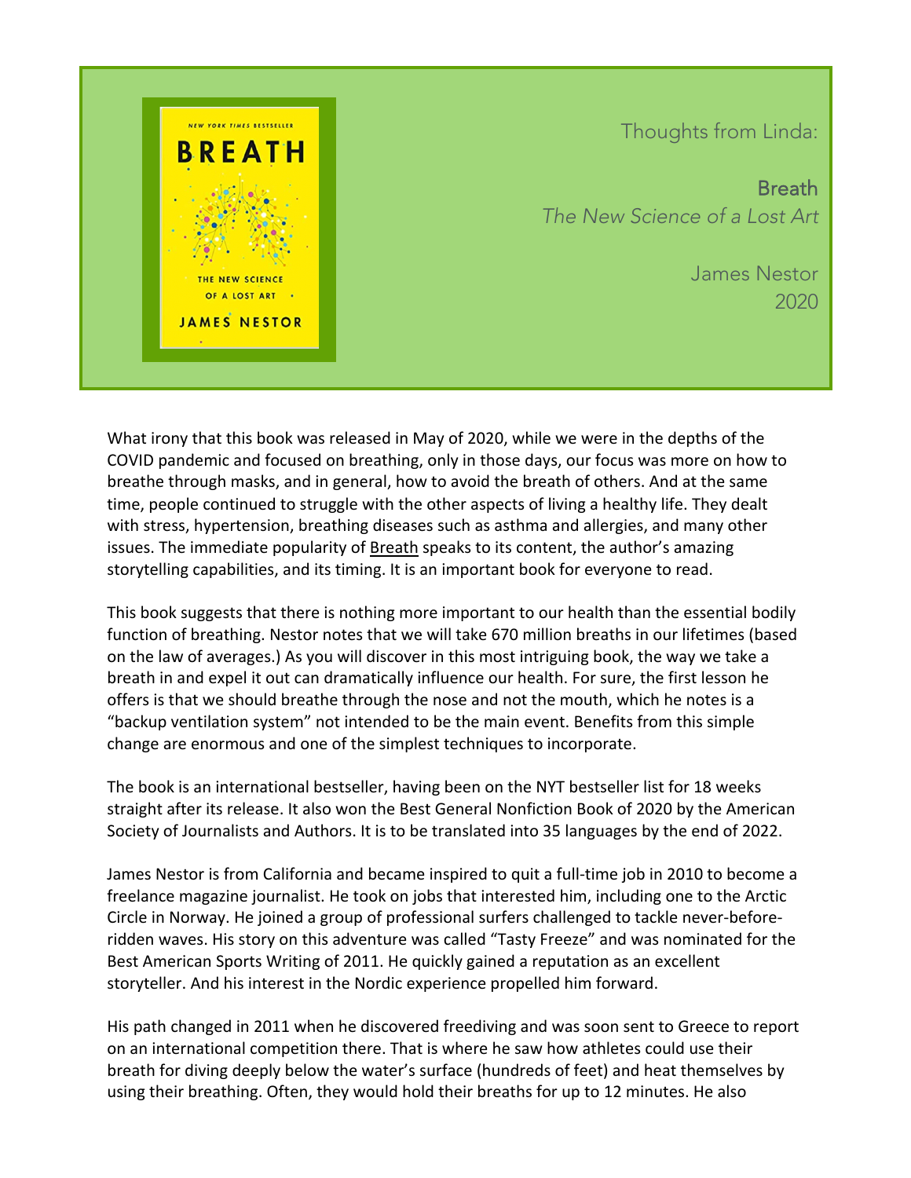Thoughts from Linda:

**Breath**
*The New Science of a Lost Art*

James Nestor
2020

What irony that this book was released in May of 2020, while we were in the depths of the COVID pandemic and focused on breathing, only in those days, our focus was more on how to breathe through masks, and in general, how to avoid the breath of others. And at the same time, people continued to struggle with the other aspects of living a healthy life. They dealt with stress, hypertension, breathing diseases such as asthma and allergies, and many other issues. The immediate popularity of Breath speaks to its content, the author's amazing storytelling capabilities, and its timing. It is an important book for everyone to read.

This book suggests that there is nothing more important to our health than the essential bodily function of breathing. Nestor notes that we will take 670 million breaths in our lifetimes (based on the law of averages.) As you will discover in this most intriguing book, the way we take a breath in and expel it out can dramatically influence our health. For sure, the first lesson he offers is that we should breathe through the nose and not the mouth, which he notes is a "backup ventilation system" not intended to be the main event. Benefits from this simple change are enormous and one of the simplest techniques to incorporate.

The book is an international bestseller, having been on the NYT bestseller list for 18 weeks straight after its release. It also won the Best General Nonfiction Book of 2020 by the American Society of Journalists and Authors. It is to be translated into 35 languages by the end of 2022.

James Nestor is from California and became inspired to quit a full-time job in 2010 to become a freelance magazine journalist. He took on jobs that interested him, including one to the Arctic Circle in Norway. He joined a group of professional surfers challenged to tackle never-before-ridden waves. His story on this adventure was called "Tasty Freeze" and was nominated for the Best American Sports Writing of 2011. He quickly gained a reputation as an excellent storyteller. And his interest in the Nordic experience propelled him forward.

His path changed in 2011 when he discovered freediving and was soon sent to Greece to report on an international competition there. That is where he saw how athletes could use their breath for diving deeply below the water's surface (hundreds of feet) and heat themselves by using their breathing. Often, they would hold their breaths for up to 12 minutes. He also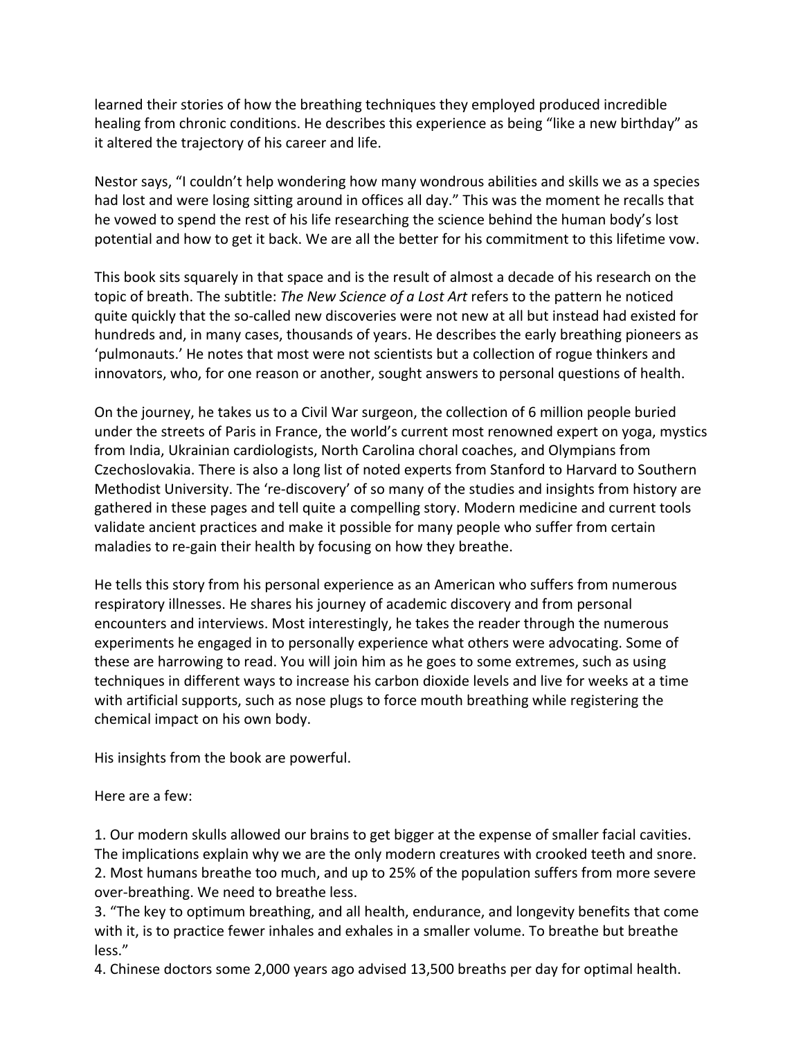learned their stories of how the breathing techniques they employed produced incredible healing from chronic conditions. He describes this experience as being "like a new birthday" as it altered the trajectory of his career and life.

Nestor says, "I couldn't help wondering how many wondrous abilities and skills we as a species had lost and were losing sitting around in offices all day." This was the moment he recalls that he vowed to spend the rest of his life researching the science behind the human body's lost potential and how to get it back. We are all the better for his commitment to this lifetime vow.

This book sits squarely in that space and is the result of almost a decade of his research on the topic of breath. The subtitle: *The New Science of a Lost Art* refers to the pattern he noticed quite quickly that the so-called new discoveries were not new at all but instead had existed for hundreds and, in many cases, thousands of years. He describes the early breathing pioneers as 'pulmonauts.' He notes that most were not scientists but a collection of rogue thinkers and innovators, who, for one reason or another, sought answers to personal questions of health.

On the journey, he takes us to a Civil War surgeon, the collection of 6 million people buried under the streets of Paris in France, the world's current most renowned expert on yoga, mystics from India, Ukrainian cardiologists, North Carolina choral coaches, and Olympians from Czechoslovakia. There is also a long list of noted experts from Stanford to Harvard to Southern Methodist University. The 're-discovery' of so many of the studies and insights from history are gathered in these pages and tell quite a compelling story. Modern medicine and current tools validate ancient practices and make it possible for many people who suffer from certain maladies to re-gain their health by focusing on how they breathe.

He tells this story from his personal experience as an American who suffers from numerous respiratory illnesses. He shares his journey of academic discovery and from personal encounters and interviews. Most interestingly, he takes the reader through the numerous experiments he engaged in to personally experience what others were advocating. Some of these are harrowing to read. You will join him as he goes to some extremes, such as using techniques in different ways to increase his carbon dioxide levels and live for weeks at a time with artificial supports, such as nose plugs to force mouth breathing while registering the chemical impact on his own body.

His insights from the book are powerful.

Here are a few:

1. Our modern skulls allowed our brains to get bigger at the expense of smaller facial cavities. The implications explain why we are the only modern creatures with crooked teeth and snore.
2. Most humans breathe too much, and up to 25% of the population suffers from more severe over-breathing. We need to breathe less.
3. "The key to optimum breathing, and all health, endurance, and longevity benefits that come with it, is to practice fewer inhales and exhales in a smaller volume. To breathe but breathe less."
4. Chinese doctors some 2,000 years ago advised 13,500 breaths per day for optimal health.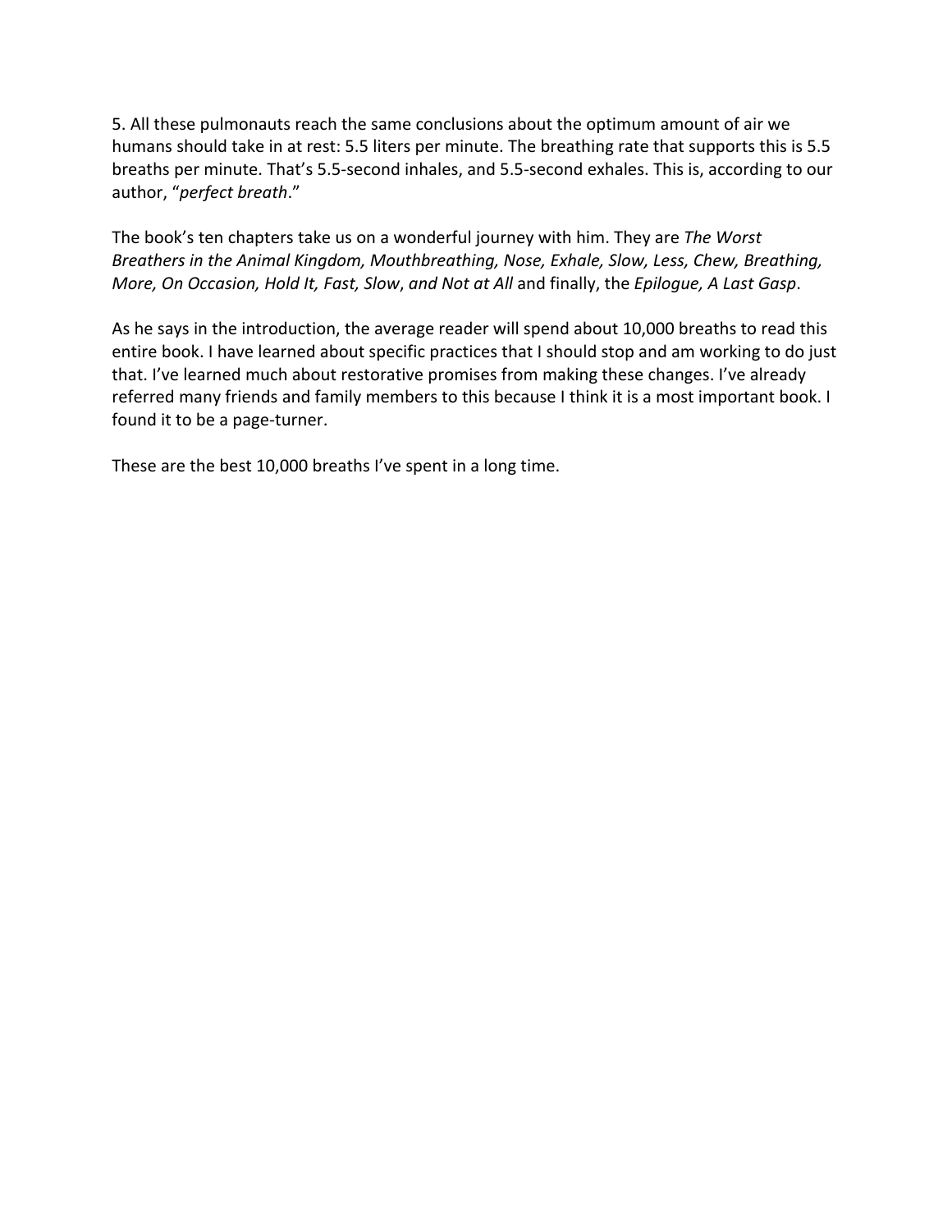5. All these pulmonauts reach the same conclusions about the optimum amount of air we humans should take in at rest: 5.5 liters per minute. The breathing rate that supports this is 5.5 breaths per minute. That's 5.5-second inhales, and 5.5-second exhales. This is, according to our author, "*perfect breath*."

The book's ten chapters take us on a wonderful journey with him. They are *The Worst Breathers in the Animal Kingdom, Mouthbreathing, Nose, Exhale, Slow, Less, Chew, Breathing, More, On Occasion, Hold It, Fast, Slow*, *and Not at All* and finally, the *Epilogue, A Last Gasp*.

As he says in the introduction, the average reader will spend about 10,000 breaths to read this entire book. I have learned about specific practices that I should stop and am working to do just that. I've learned much about restorative promises from making these changes. I've already referred many friends and family members to this because I think it is a most important book. I found it to be a page-turner.

These are the best 10,000 breaths I've spent in a long time.